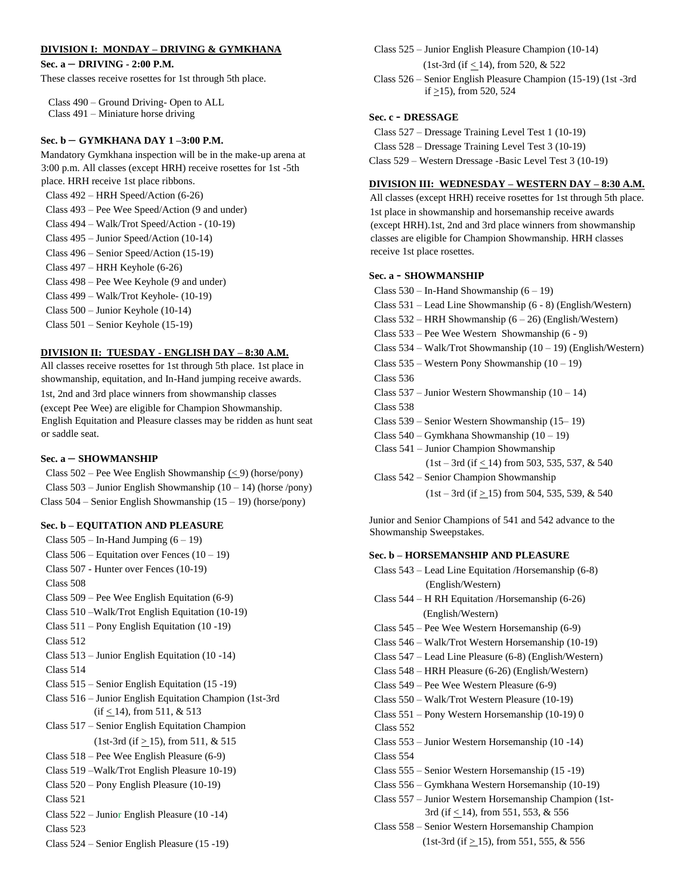**DIVISION I: MONDAY – DRIVING & GYMKHANA**

**Sec. a – DRIVING - 2:00 P.M.**

These classes receive rosettes for 1st through 5th place.

Class 490 – Ground Driving- Open to ALL
Class 491 – Miniature horse driving

**Sec. b – GYMKHANA DAY 1 –3:00 P.M.**

Mandatory Gymkhana inspection will be in the make-up arena at 3:00 p.m. All classes (except HRH) receive rosettes for 1st -5th place. HRH receive 1st place ribbons.

Class 492 – HRH Speed/Action (6-26)
Class 493 – Pee Wee Speed/Action (9 and under)
Class 494 – Walk/Trot Speed/Action - (10-19)
Class 495 – Junior Speed/Action (10-14)
Class 496 – Senior Speed/Action (15-19)
Class 497 – HRH Keyhole (6-26)
Class 498 – Pee Wee Keyhole (9 and under)
Class 499 – Walk/Trot Keyhole- (10-19)
Class 500 – Junior Keyhole (10-14)
Class 501 – Senior Keyhole (15-19)

**DIVISION II: TUESDAY - ENGLISH DAY – 8:30 A.M.**

All classes receive rosettes for 1st through 5th place. 1st place in showmanship, equitation, and In-Hand jumping receive awards. 1st, 2nd and 3rd place winners from showmanship classes (except Pee Wee) are eligible for Champion Showmanship. English Equitation and Pleasure classes may be ridden as hunt seat or saddle seat.

**Sec. a – SHOWMANSHIP**

Class 502 – Pee Wee English Showmanship (≤ 9) (horse/pony)
Class 503 – Junior English Showmanship (10 – 14) (horse /pony)
Class 504 – Senior English Showmanship (15 – 19) (horse/pony)

**Sec. b – EQUITATION AND PLEASURE**

Class 505 – In-Hand Jumping (6 – 19)
Class 506 – Equitation over Fences (10 – 19)
Class 507 - Hunter over Fences (10-19)
Class 508
Class 509 – Pee Wee English Equitation (6-9)
Class 510 –Walk/Trot English Equitation (10-19)
Class 511 – Pony English Equitation (10 -19)
Class 512
Class 513 – Junior English Equitation (10 -14)
Class 514
Class 515 – Senior English Equitation (15 -19)
Class 516 – Junior English Equitation Champion (1st-3rd (if ≤ 14), from 511, & 513
Class 517 – Senior English Equitation Champion (1st-3rd (if ≥ 15), from 511, & 515
Class 518 – Pee Wee English Pleasure (6-9)
Class 519 –Walk/Trot English Pleasure 10-19)
Class 520 – Pony English Pleasure (10-19)
Class 521
Class 522 – Junior English Pleasure (10 -14)
Class 523
Class 524 – Senior English Pleasure (15 -19)
Class 525 – Junior English Pleasure Champion (10-14) (1st-3rd (if ≤ 14), from 520, & 522
Class 526 – Senior English Pleasure Champion (15-19) (1st -3rd if ≥15), from 520, 524

**Sec. c - DRESSAGE**

Class 527 – Dressage Training Level Test 1 (10-19)
Class 528 – Dressage Training Level Test 3 (10-19)
Class 529 – Western Dressage -Basic Level Test 3 (10-19)

**DIVISION III: WEDNESDAY – WESTERN DAY – 8:30 A.M.**

All classes (except HRH) receive rosettes for 1st through 5th place. 1st place in showmanship and horsemanship receive awards (except HRH).1st, 2nd and 3rd place winners from showmanship classes are eligible for Champion Showmanship. HRH classes receive 1st place rosettes.

**Sec. a - SHOWMANSHIP**

Class 530 – In-Hand Showmanship (6 – 19)
Class 531 – Lead Line Showmanship (6 - 8) (English/Western)
Class 532 – HRH Showmanship (6 – 26) (English/Western)
Class 533 – Pee Wee Western Showmanship (6 - 9)
Class 534 – Walk/Trot Showmanship (10 – 19) (English/Western)
Class 535 – Western Pony Showmanship (10 – 19)
Class 536
Class 537 – Junior Western Showmanship (10 – 14)
Class 538
Class 539 – Senior Western Showmanship (15– 19)
Class 540 – Gymkhana Showmanship (10 – 19)
Class 541 – Junior Champion Showmanship (1st – 3rd (if ≤ 14) from 503, 535, 537, & 540
Class 542 – Senior Champion Showmanship (1st – 3rd (if ≥ 15) from 504, 535, 539, & 540

Junior and Senior Champions of 541 and 542 advance to the Showmanship Sweepstakes.

**Sec. b – HORSEMANSHIP AND PLEASURE**

Class 543 – Lead Line Equitation /Horsemanship (6-8) (English/Western)
Class 544 – H RH Equitation /Horsemanship (6-26) (English/Western)
Class 545 – Pee Wee Western Horsemanship (6-9)
Class 546 – Walk/Trot Western Horsemanship (10-19)
Class 547 – Lead Line Pleasure (6-8) (English/Western)
Class 548 – HRH Pleasure (6-26) (English/Western)
Class 549 – Pee Wee Western Pleasure (6-9)
Class 550 – Walk/Trot Western Pleasure (10-19)
Class 551 – Pony Western Horsemanship (10-19) 0
Class 552
Class 553 – Junior Western Horsemanship (10 -14)
Class 554
Class 555 – Senior Western Horsemanship (15 -19)
Class 556 – Gymkhana Western Horsemanship (10-19)
Class 557 – Junior Western Horsemanship Champion (1st-3rd (if ≤ 14), from 551, 553, & 556
Class 558 – Senior Western Horsemanship Champion (1st-3rd (if ≥ 15), from 551, 555, & 556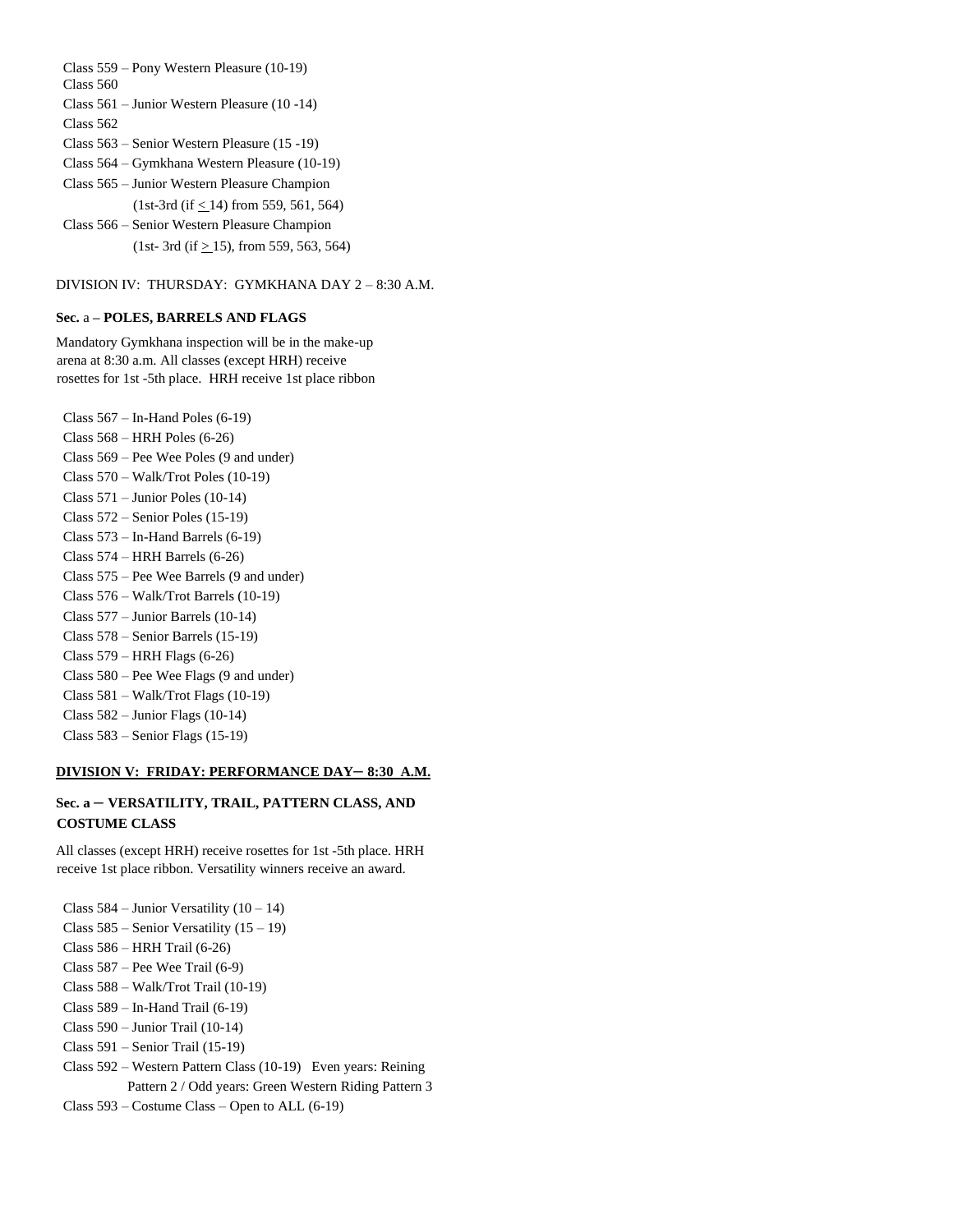Class 559 – Pony Western Pleasure (10-19)
Class 560
Class 561 – Junior Western Pleasure (10 -14)
Class 562
Class 563 – Senior Western Pleasure (15 -19)
Class 564 – Gymkhana Western Pleasure (10-19)
Class 565 – Junior Western Pleasure Champion
(1st-3rd (if ≤ 14) from 559, 561, 564)
Class 566 – Senior Western Pleasure Champion
(1st- 3rd (if ≥ 15), from 559, 563, 564)

DIVISION IV: THURSDAY: GYMKHANA DAY 2 – 8:30 A.M.

**Sec.** a **– POLES, BARRELS AND FLAGS**

Mandatory Gymkhana inspection will be in the make-up arena at 8:30 a.m. All classes (except HRH) receive rosettes for 1st -5th place. HRH receive 1st place ribbon

Class 567 – In-Hand Poles (6-19)
Class 568 – HRH Poles (6-26)
Class 569 – Pee Wee Poles (9 and under)
Class 570 – Walk/Trot Poles (10-19)
Class 571 – Junior Poles (10-14)
Class 572 – Senior Poles (15-19)
Class 573 – In-Hand Barrels (6-19)
Class 574 – HRH Barrels (6-26)
Class 575 – Pee Wee Barrels (9 and under)
Class 576 – Walk/Trot Barrels (10-19)
Class 577 – Junior Barrels (10-14)
Class 578 – Senior Barrels (15-19)
Class 579 – HRH Flags (6-26)
Class 580 – Pee Wee Flags (9 and under)
Class 581 – Walk/Trot Flags (10-19)
Class 582 – Junior Flags (10-14)
Class 583 – Senior Flags (15-19)

**DIVISION V: FRIDAY: PERFORMANCE DAY– 8:30 A.M.**

**Sec. a – VERSATILITY, TRAIL, PATTERN CLASS, AND COSTUME CLASS**

All classes (except HRH) receive rosettes for 1st -5th place. HRH receive 1st place ribbon. Versatility winners receive an award.

Class 584 – Junior Versatility (10 – 14)
Class 585 – Senior Versatility (15 – 19)
Class 586 – HRH Trail (6-26)
Class 587 – Pee Wee Trail (6-9)
Class 588 – Walk/Trot Trail (10-19)
Class 589 – In-Hand Trail (6-19)
Class 590 – Junior Trail (10-14)
Class 591 – Senior Trail (15-19)
Class 592 – Western Pattern Class (10-19) Even years: Reining Pattern 2 / Odd years: Green Western Riding Pattern 3
Class 593 – Costume Class – Open to ALL (6-19)